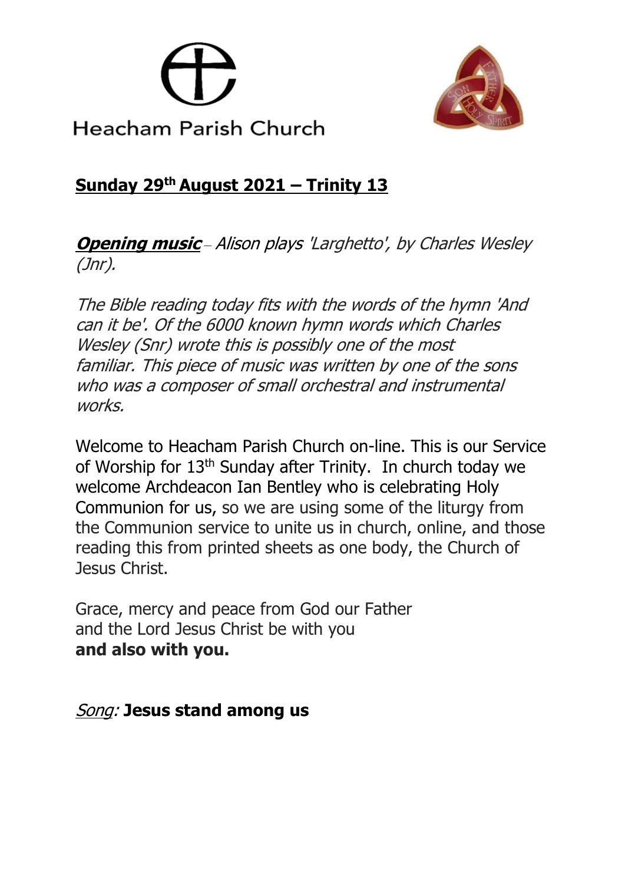Heacham Parish Church

## Sunday 29th August 2021 – Trinity 13

***Opening music*** – *Alison plays 'Larghetto', by Charles Wesley (Jnr).*

*The Bible reading today fits with the words of the hymn 'And can it be'. Of the 6000 known hymn words which Charles Wesley (Snr) wrote this is possibly one of the most familiar. This piece of music was written by one of the sons who was a composer of small orchestral and instrumental works.*

Welcome to Heacham Parish Church on-line. This is our Service of Worship for 13th Sunday after Trinity. In church today we welcome Archdeacon Ian Bentley who is celebrating Holy Communion for us, so we are using some of the liturgy from the Communion service to unite us in church, online, and those reading this from printed sheets as one body, the Church of Jesus Christ.

Grace, mercy and peace from God our Father
and the Lord Jesus Christ be with you
**and also with you.**

*Song:* **Jesus stand among us**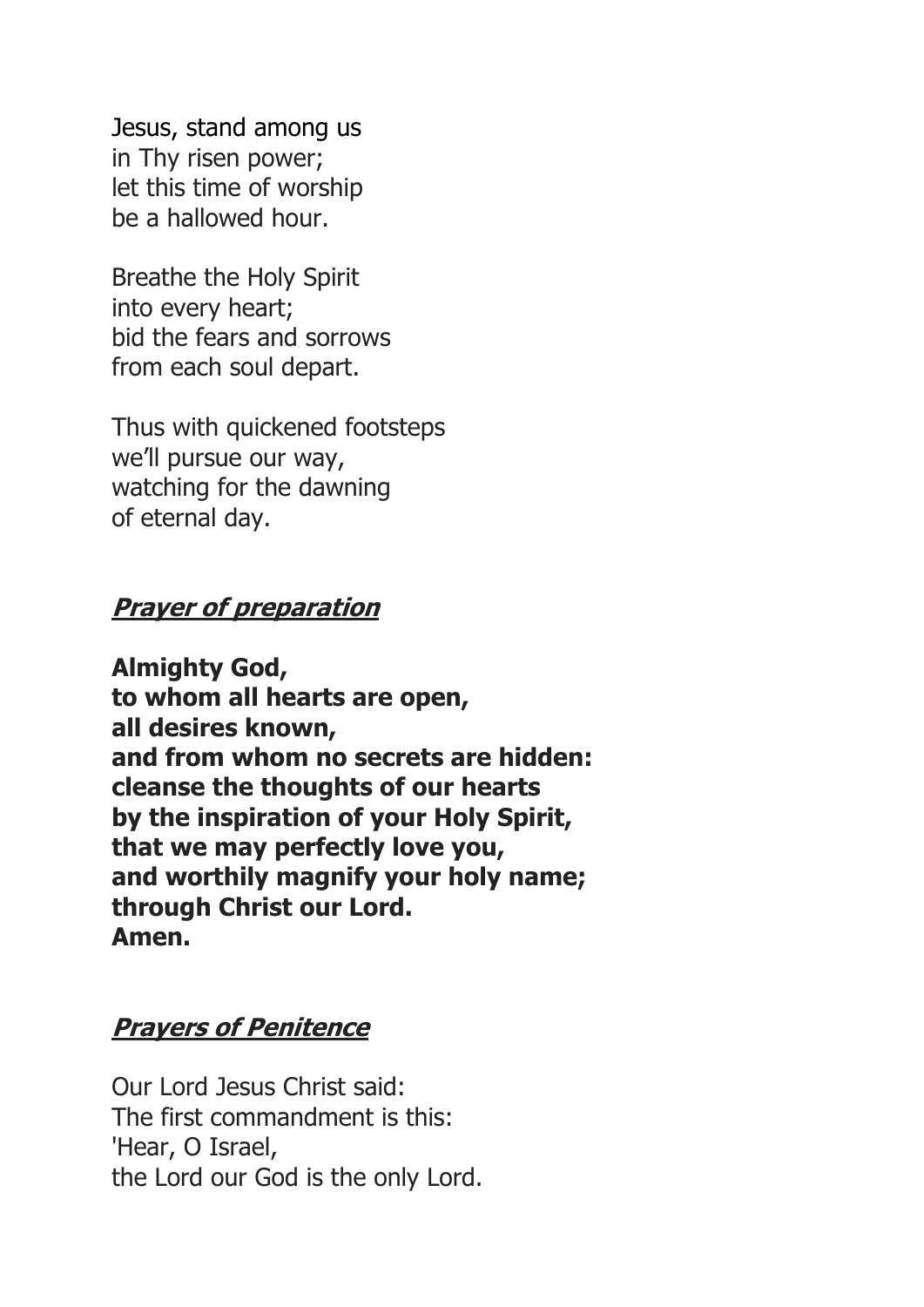Jesus, stand among us
in Thy risen power;
let this time of worship
be a hallowed hour.

Breathe the Holy Spirit
into every heart;
bid the fears and sorrows
from each soul depart.

Thus with quickened footsteps
we'll pursue our way,
watching for the dawning
of eternal day.

## ***Prayer of preparation***

**Almighty God,**
**to whom all hearts are open,**
**all desires known,**
**and from whom no secrets are hidden:**
**cleanse the thoughts of our hearts**
**by the inspiration of your Holy Spirit,**
**that we may perfectly love you,**
**and worthily magnify your holy name;**
**through Christ our Lord.**
**Amen.**

## ***Prayers of Penitence***

Our Lord Jesus Christ said:
The first commandment is this:
'Hear, O Israel,
the Lord our God is the only Lord.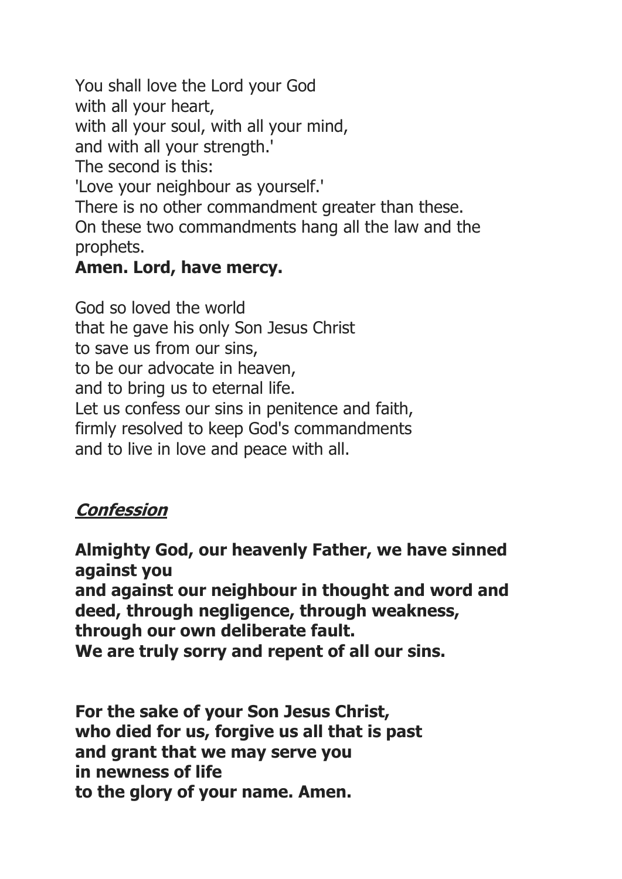You shall love the Lord your God
with all your heart,
with all your soul, with all your mind,
and with all your strength.'
The second is this:
'Love your neighbour as yourself.'
There is no other commandment greater than these.
On these two commandments hang all the law and the prophets.
**Amen. Lord, have mercy.**

God so loved the world
that he gave his only Son Jesus Christ
to save us from our sins,
to be our advocate in heaven,
and to bring us to eternal life.
Let us confess our sins in penitence and faith,
firmly resolved to keep God's commandments
and to live in love and peace with all.

## ***Confession***

**Almighty God, our heavenly Father, we have sinned against you**
**and against our neighbour in thought and word and deed, through negligence, through weakness, through our own deliberate fault.**
**We are truly sorry and repent of all our sins.**

**For the sake of your Son Jesus Christ,**
**who died for us, forgive us all that is past**
**and grant that we may serve you**
**in newness of life**
**to the glory of your name. Amen.**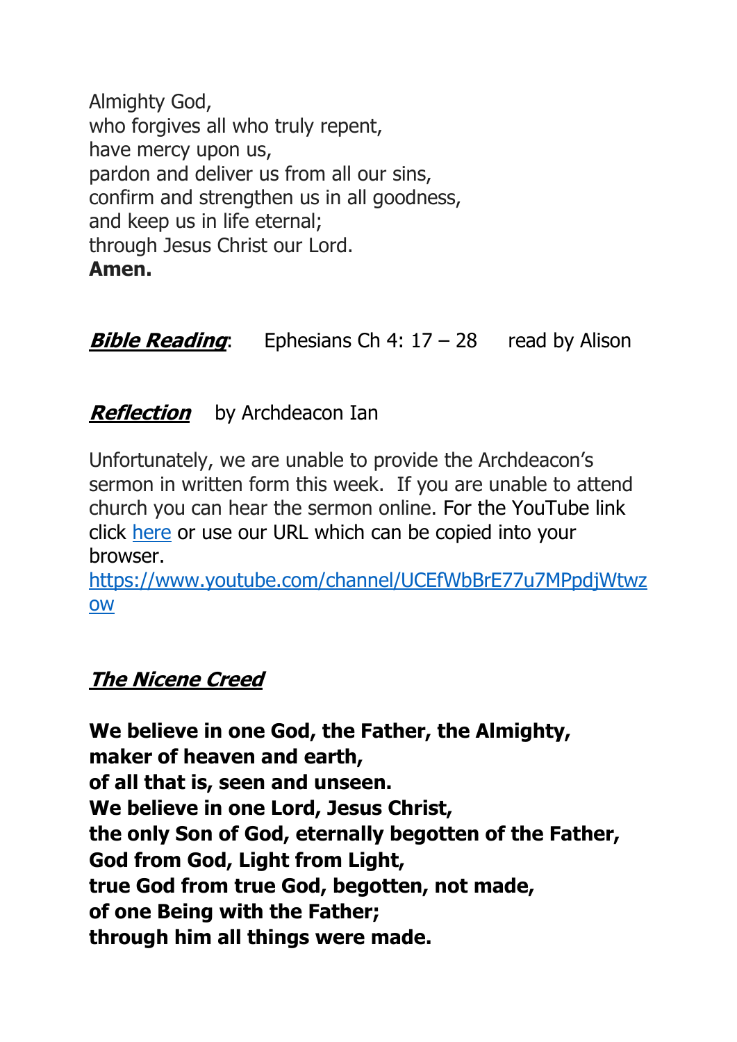Almighty God,
who forgives all who truly repent,
have mercy upon us,
pardon and deliver us from all our sins,
confirm and strengthen us in all goodness,
and keep us in life eternal;
through Jesus Christ our Lord.
**Amen.**

***Bible Reading***: Ephesians Ch 4: 17 – 28 read by Alison

***Reflection*** by Archdeacon Ian

Unfortunately, we are unable to provide the Archdeacon's sermon in written form this week. If you are unable to attend church you can hear the sermon online. For the YouTube link click [here](https://www.youtube.com/channel/UCEfWbBrE77u7MPpdjWtwzow) or use our URL which can be copied into your browser.
[https://www.youtube.com/channel/UCEfWbBrE77u7MPpdjWtwzow](https://www.youtube.com/channel/UCEfWbBrE77u7MPpdjWtwzow)

***The Nicene Creed***

**We believe in one God, the Father, the Almighty,**
**maker of heaven and earth,**
**of all that is, seen and unseen.**
**We believe in one Lord, Jesus Christ,**
**the only Son of God, eternally begotten of the Father,**
**God from God, Light from Light,**
**true God from true God, begotten, not made,**
**of one Being with the Father;**
**through him all things were made.**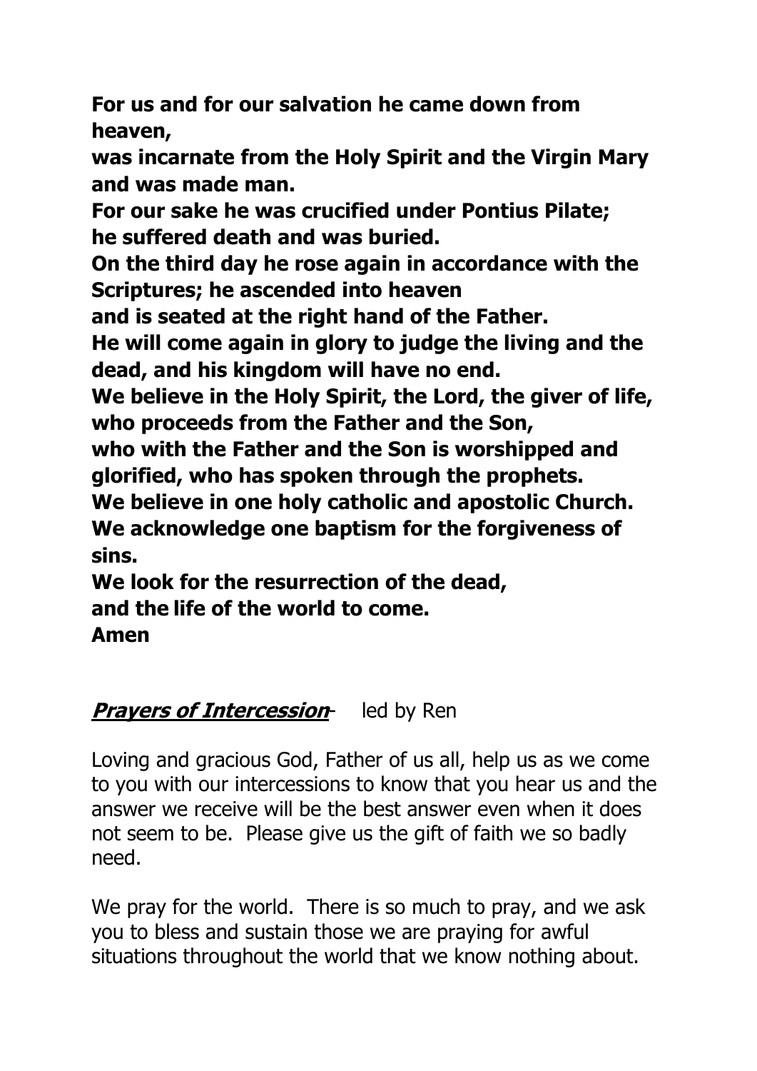**For us and for our salvation he came down from heaven,**
**was incarnate from the Holy Spirit and the Virgin Mary and was made man.**
**For our sake he was crucified under Pontius Pilate;**
**he suffered death and was buried.**
**On the third day he rose again in accordance with the Scriptures; he ascended into heaven**
**and is seated at the right hand of the Father.**
**He will come again in glory to judge the living and the dead, and his kingdom will have no end.**
**We believe in the Holy Spirit, the Lord, the giver of life,**
**who proceeds from the Father and the Son,**
**who with the Father and the Son is worshipped and glorified, who has spoken through the prophets.**
**We believe in one holy catholic and apostolic Church.**
**We acknowledge one baptism for the forgiveness of sins.**
**We look for the resurrection of the dead,**
**and the life of the world to come.**
**Amen**

***Prayers of Intercession*** – led by Ren

Loving and gracious God, Father of us all, help us as we come to you with our intercessions to know that you hear us and the answer we receive will be the best answer even when it does not seem to be. Please give us the gift of faith we so badly need.

We pray for the world. There is so much to pray, and we ask you to bless and sustain those we are praying for awful situations throughout the world that we know nothing about.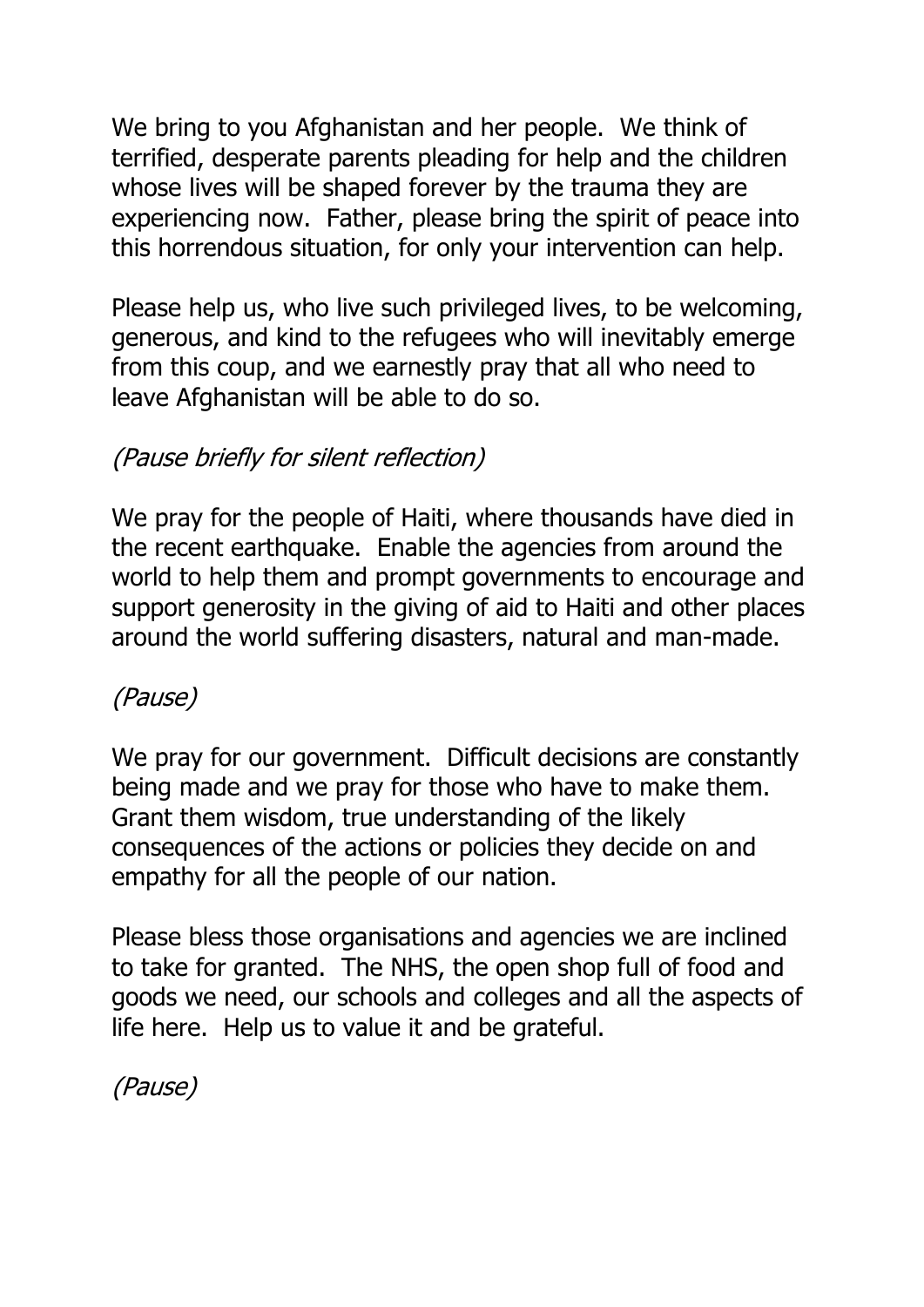We bring to you Afghanistan and her people. We think of terrified, desperate parents pleading for help and the children whose lives will be shaped forever by the trauma they are experiencing now. Father, please bring the spirit of peace into this horrendous situation, for only your intervention can help.

Please help us, who live such privileged lives, to be welcoming, generous, and kind to the refugees who will inevitably emerge from this coup, and we earnestly pray that all who need to leave Afghanistan will be able to do so.

*(Pause briefly for silent reflection)*

We pray for the people of Haiti, where thousands have died in the recent earthquake. Enable the agencies from around the world to help them and prompt governments to encourage and support generosity in the giving of aid to Haiti and other places around the world suffering disasters, natural and man-made.

*(Pause)*

We pray for our government. Difficult decisions are constantly being made and we pray for those who have to make them. Grant them wisdom, true understanding of the likely consequences of the actions or policies they decide on and empathy for all the people of our nation.

Please bless those organisations and agencies we are inclined to take for granted. The NHS, the open shop full of food and goods we need, our schools and colleges and all the aspects of life here. Help us to value it and be grateful.

*(Pause)*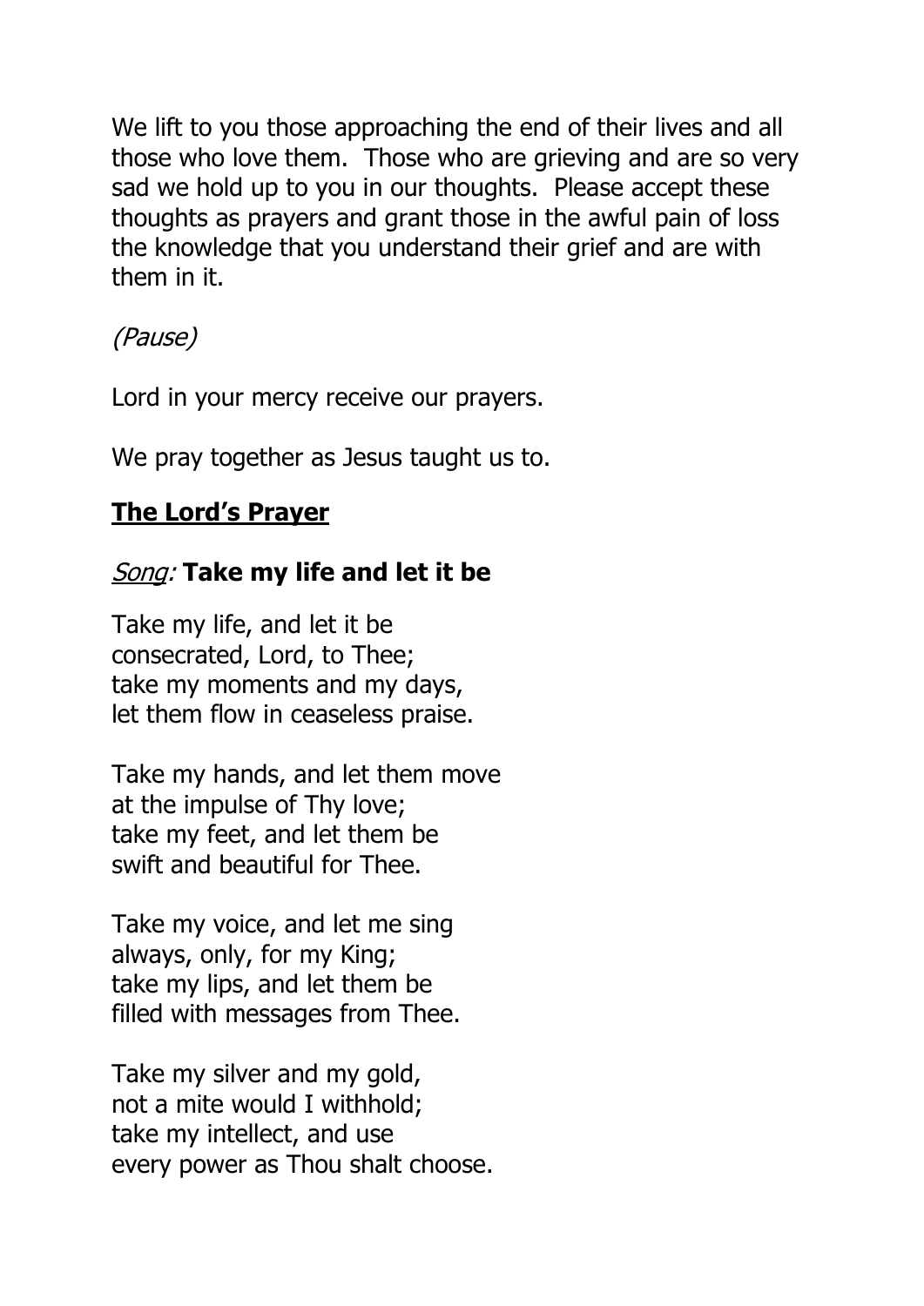We lift to you those approaching the end of their lives and all those who love them.  Those who are grieving and are so very sad we hold up to you in our thoughts.  Please accept these thoughts as prayers and grant those in the awful pain of loss the knowledge that you understand their grief and are with them in it.

*(Pause)*

Lord in your mercy receive our prayers.

We pray together as Jesus taught us to.

**The Lord's Prayer**

*Song:* **Take my life and let it be**

Take my life, and let it be  
consecrated, Lord, to Thee;  
take my moments and my days,  
let them flow in ceaseless praise.

Take my hands, and let them move  
at the impulse of Thy love;  
take my feet, and let them be  
swift and beautiful for Thee.

Take my voice, and let me sing  
always, only, for my King;  
take my lips, and let them be  
filled with messages from Thee.

Take my silver and my gold,  
not a mite would I withhold;  
take my intellect, and use  
every power as Thou shalt choose.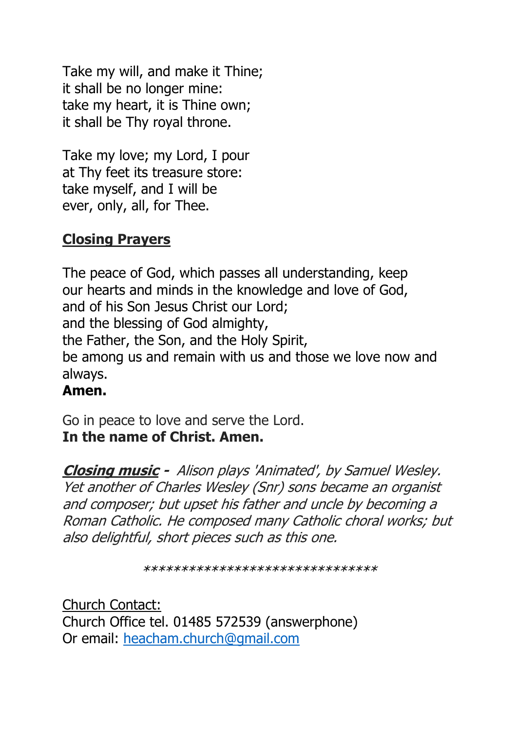Take my will, and make it Thine;
it shall be no longer mine:
take my heart, it is Thine own;
it shall be Thy royal throne.

Take my love; my Lord, I pour
at Thy feet its treasure store:
take myself, and I will be
ever, only, all, for Thee.

## Closing Prayers

The peace of God, which passes all understanding, keep
our hearts and minds in the knowledge and love of God,
and of his Son Jesus Christ our Lord;
and the blessing of God almighty,
the Father, the Son, and the Holy Spirit,
be among us and remain with us and those we love now and always.
**Amen.**

Go in peace to love and serve the Lord.
**In the name of Christ. Amen.**

***Closing music* -** *Alison plays 'Animated', by Samuel Wesley. Yet another of Charles Wesley (Snr) sons became an organist and composer; but upset his father and uncle by becoming a Roman Catholic. He composed many Catholic choral works; but also delightful, short pieces such as this one.*

*******************************

Church Contact:
Church Office tel. 01485 572539 (answerphone)
Or email: heacham.church@gmail.com